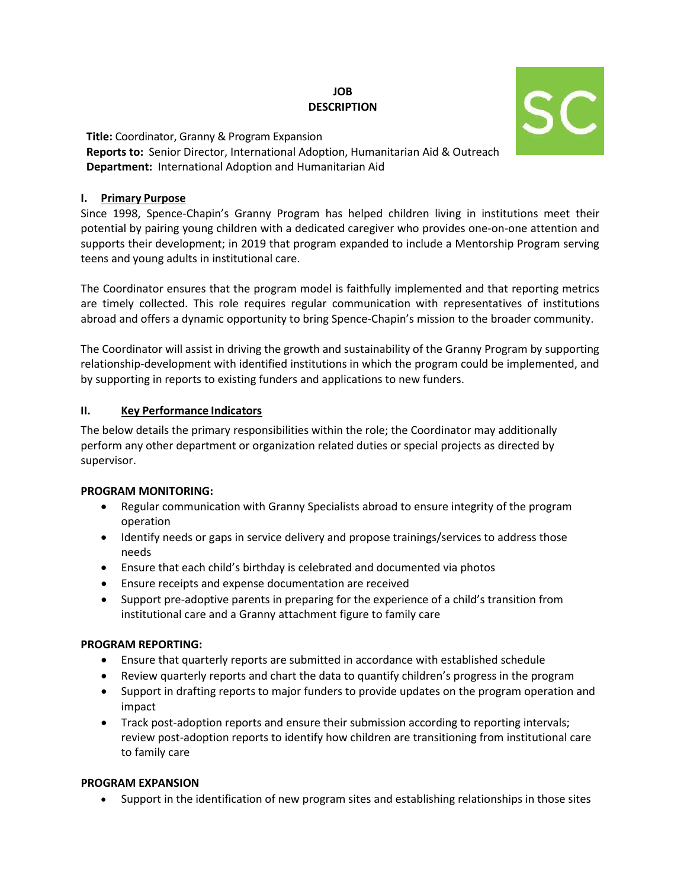# JOB DESCRIPTION

**Title:** Coordinator, Granny & Program Expansion
**Reports to:** Senior Director, International Adoption, Humanitarian Aid & Outreach
**Department:** International Adoption and Humanitarian Aid

## I. Primary Purpose

Since 1998, Spence-Chapin's Granny Program has helped children living in institutions meet their potential by pairing young children with a dedicated caregiver who provides one-on-one attention and supports their development; in 2019 that program expanded to include a Mentorship Program serving teens and young adults in institutional care.

The Coordinator ensures that the program model is faithfully implemented and that reporting metrics are timely collected. This role requires regular communication with representatives of institutions abroad and offers a dynamic opportunity to bring Spence-Chapin's mission to the broader community.

The Coordinator will assist in driving the growth and sustainability of the Granny Program by supporting relationship-development with identified institutions in which the program could be implemented, and by supporting in reports to existing funders and applications to new funders.

## II. Key Performance Indicators

The below details the primary responsibilities within the role; the Coordinator may additionally perform any other department or organization related duties or special projects as directed by supervisor.

**PROGRAM MONITORING:**

- Regular communication with Granny Specialists abroad to ensure integrity of the program operation
- Identify needs or gaps in service delivery and propose trainings/services to address those needs
- Ensure that each child's birthday is celebrated and documented via photos
- Ensure receipts and expense documentation are received
- Support pre-adoptive parents in preparing for the experience of a child's transition from institutional care and a Granny attachment figure to family care

**PROGRAM REPORTING:**

- Ensure that quarterly reports are submitted in accordance with established schedule
- Review quarterly reports and chart the data to quantify children's progress in the program
- Support in drafting reports to major funders to provide updates on the program operation and impact
- Track post-adoption reports and ensure their submission according to reporting intervals; review post-adoption reports to identify how children are transitioning from institutional care to family care

**PROGRAM EXPANSION**

- Support in the identification of new program sites and establishing relationships in those sites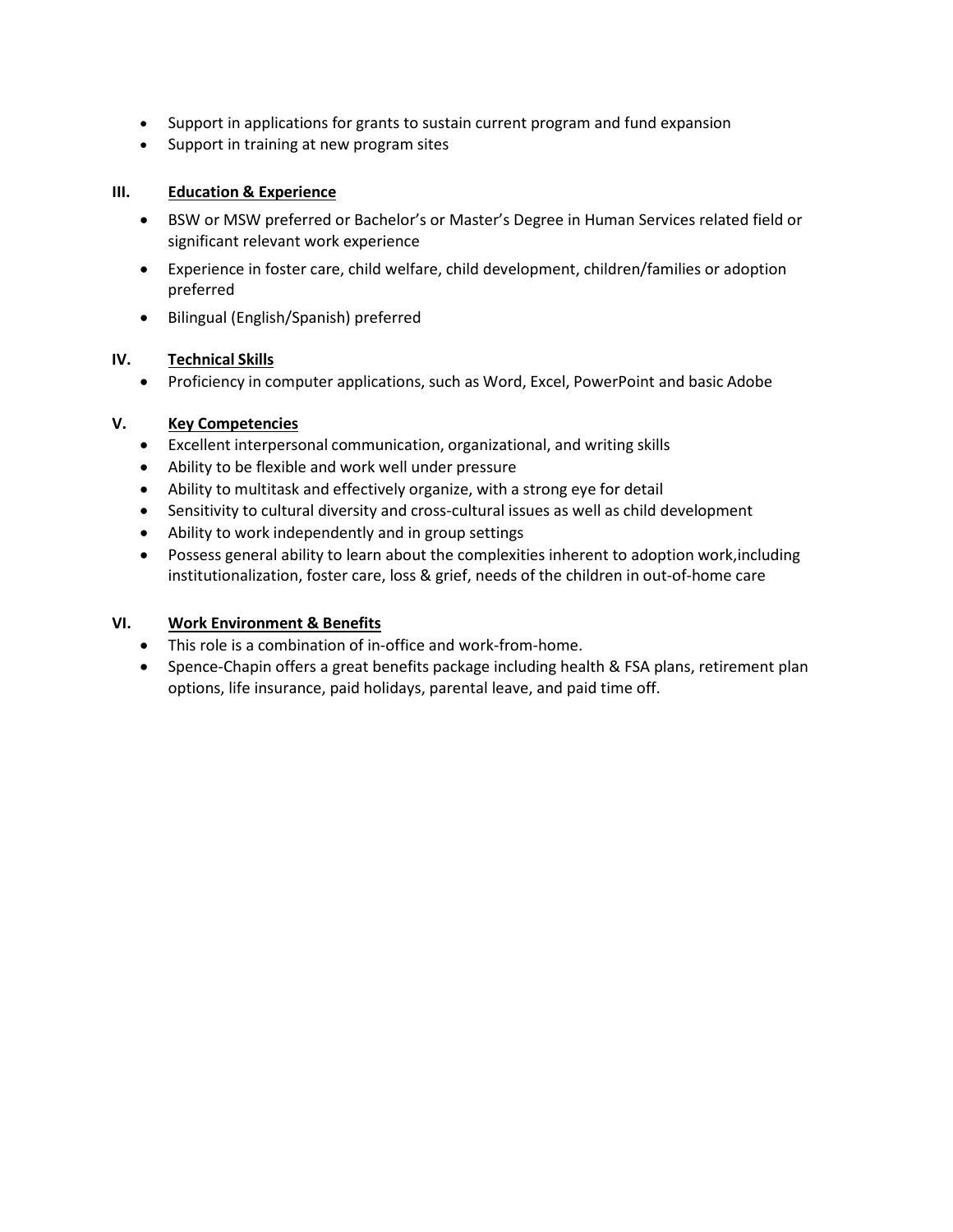- Support in applications for grants to sustain current program and fund expansion
- Support in training at new program sites

## III. Education & Experience

- BSW or MSW preferred or Bachelor's or Master's Degree in Human Services related field or significant relevant work experience
- Experience in foster care, child welfare, child development, children/families or adoption preferred
- Bilingual (English/Spanish) preferred

## IV. Technical Skills

- Proficiency in computer applications, such as Word, Excel, PowerPoint and basic Adobe

## V. Key Competencies

- Excellent interpersonal communication, organizational, and writing skills
- Ability to be flexible and work well under pressure
- Ability to multitask and effectively organize, with a strong eye for detail
- Sensitivity to cultural diversity and cross-cultural issues as well as child development
- Ability to work independently and in group settings
- Possess general ability to learn about the complexities inherent to adoption work,including institutionalization, foster care, loss & grief, needs of the children in out-of-home care

## VI. Work Environment & Benefits

- This role is a combination of in-office and work-from-home.
- Spence-Chapin offers a great benefits package including health & FSA plans, retirement plan options, life insurance, paid holidays, parental leave, and paid time off.